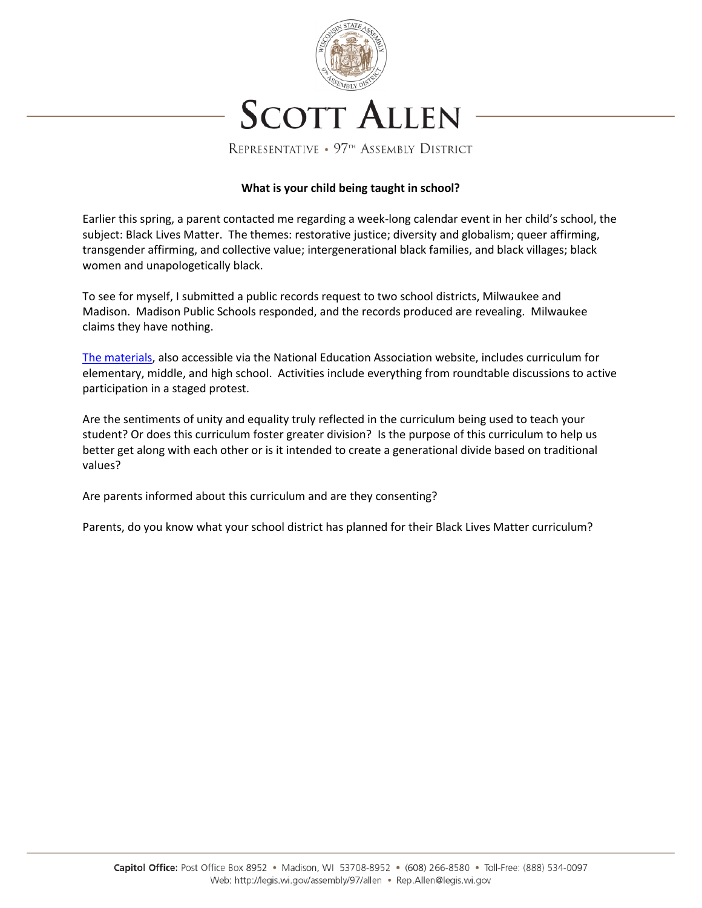# SCOTT ALLEN

REPRESENTATIVE • 97TH ASSEMBLY DISTRICT

**What is your child being taught in school?**

Earlier this spring, a parent contacted me regarding a week-long calendar event in her child's school, the subject: Black Lives Matter. The themes: restorative justice; diversity and globalism; queer affirming, transgender affirming, and collective value; intergenerational black families, and black villages; black women and unapologetically black.

To see for myself, I submitted a public records request to two school districts, Milwaukee and Madison. Madison Public Schools responded, and the records produced are revealing. Milwaukee claims they have nothing.

The materials, also accessible via the National Education Association website, includes curriculum for elementary, middle, and high school. Activities include everything from roundtable discussions to active participation in a staged protest.

Are the sentiments of unity and equality truly reflected in the curriculum being used to teach your student? Or does this curriculum foster greater division? Is the purpose of this curriculum to help us better get along with each other or is it intended to create a generational divide based on traditional values?

Are parents informed about this curriculum and are they consenting?

Parents, do you know what your school district has planned for their Black Lives Matter curriculum?

**Capitol Office:** Post Office Box 8952 • Madison, WI 53708-8952 • (608) 266-8580 • Toll-Free: (888) 534-0097
Web: http://legis.wi.gov/assembly/97/allen • Rep.Allen@legis.wi.gov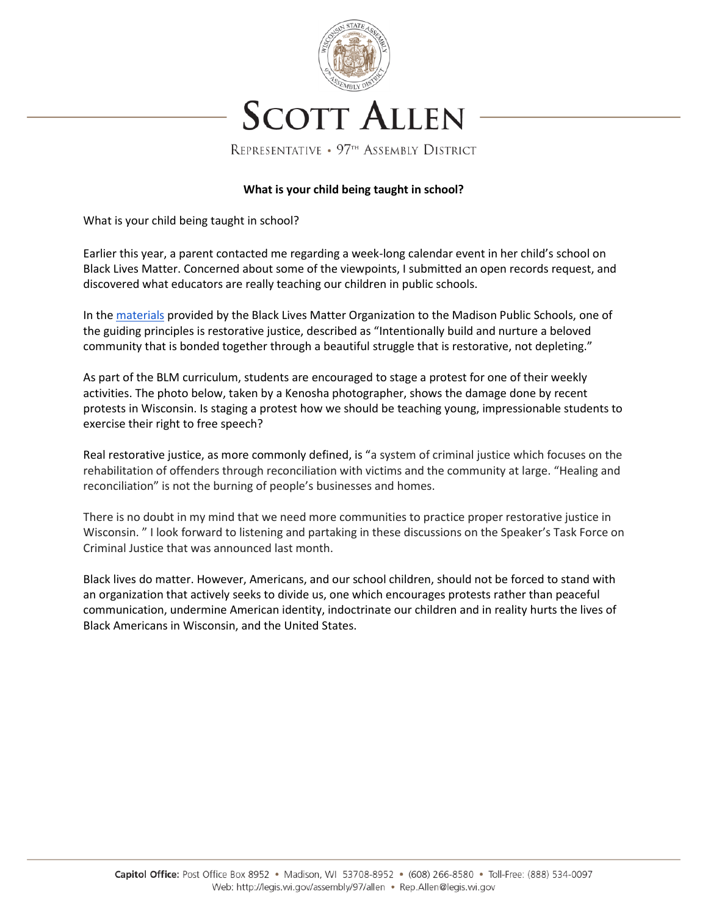# SCOTT ALLEN

REPRESENTATIVE • 97TH ASSEMBLY DISTRICT

**What is your child being taught in school?**

What is your child being taught in school?

Earlier this year, a parent contacted me regarding a week-long calendar event in her child's school on Black Lives Matter. Concerned about some of the viewpoints, I submitted an open records request, and discovered what educators are really teaching our children in public schools.

In the materials provided by the Black Lives Matter Organization to the Madison Public Schools, one of the guiding principles is restorative justice, described as "Intentionally build and nurture a beloved community that is bonded together through a beautiful struggle that is restorative, not depleting."

As part of the BLM curriculum, students are encouraged to stage a protest for one of their weekly activities. The photo below, taken by a Kenosha photographer, shows the damage done by recent protests in Wisconsin. Is staging a protest how we should be teaching young, impressionable students to exercise their right to free speech?

Real restorative justice, as more commonly defined, is "a system of criminal justice which focuses on the rehabilitation of offenders through reconciliation with victims and the community at large. "Healing and reconciliation" is not the burning of people's businesses and homes.

There is no doubt in my mind that we need more communities to practice proper restorative justice in Wisconsin. " I look forward to listening and partaking in these discussions on the Speaker's Task Force on Criminal Justice that was announced last month.

Black lives do matter. However, Americans, and our school children, should not be forced to stand with an organization that actively seeks to divide us, one which encourages protests rather than peaceful communication, undermine American identity, indoctrinate our children and in reality hurts the lives of Black Americans in Wisconsin, and the United States.

**Capitol Office:** Post Office Box 8952 • Madison, WI 53708-8952 • (608) 266-8580 • Toll-Free: (888) 534-0097
Web: http://legis.wi.gov/assembly/97/allen • Rep.Allen@legis.wi.gov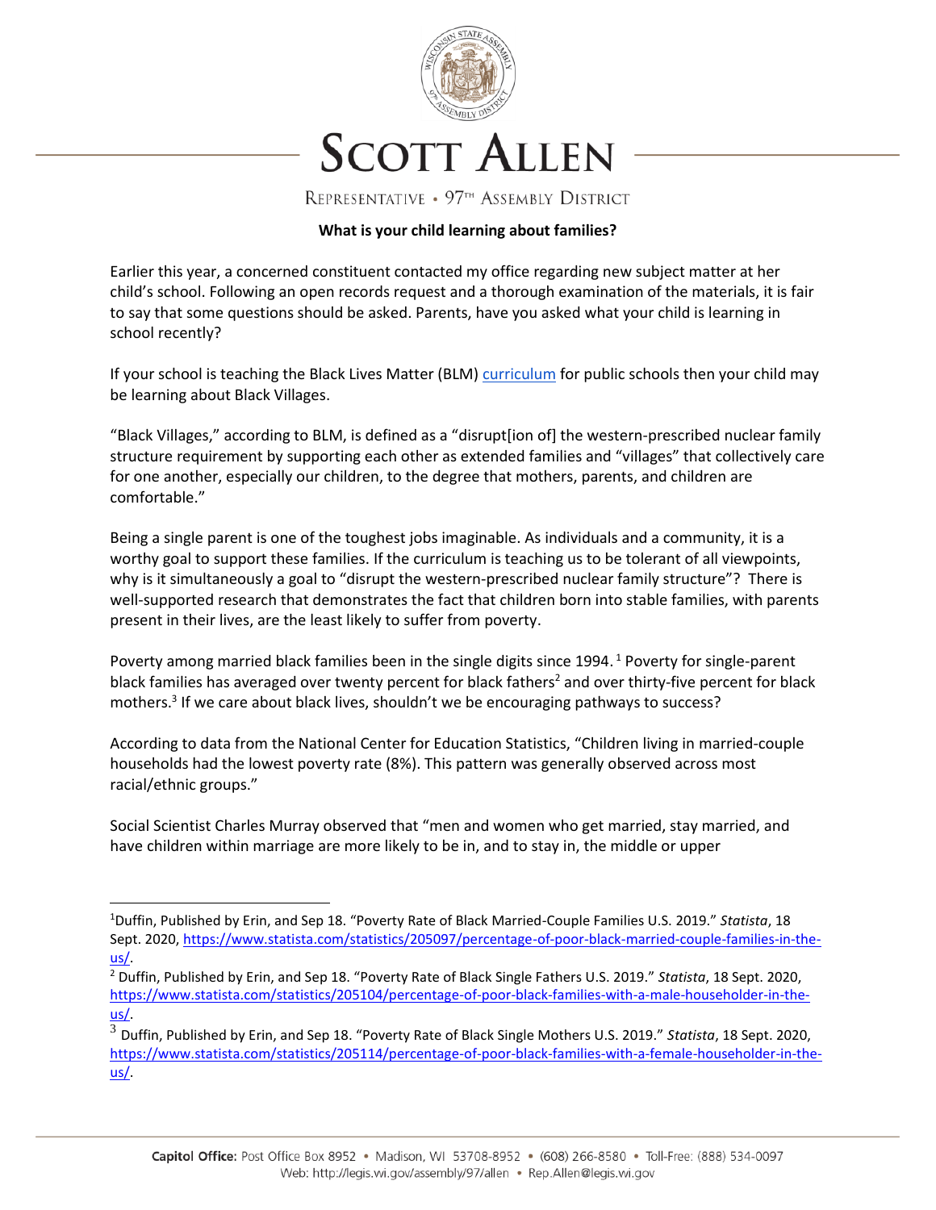# SCOTT ALLEN

REPRESENTATIVE • 97TH ASSEMBLY DISTRICT

**What is your child learning about families?**

Earlier this year, a concerned constituent contacted my office regarding new subject matter at her child's school. Following an open records request and a thorough examination of the materials, it is fair to say that some questions should be asked. Parents, have you asked what your child is learning in school recently?

If your school is teaching the Black Lives Matter (BLM) curriculum for public schools then your child may be learning about Black Villages.

"Black Villages," according to BLM, is defined as a "disrupt[ion of] the western-prescribed nuclear family structure requirement by supporting each other as extended families and "villages" that collectively care for one another, especially our children, to the degree that mothers, parents, and children are comfortable."

Being a single parent is one of the toughest jobs imaginable. As individuals and a community, it is a worthy goal to support these families. If the curriculum is teaching us to be tolerant of all viewpoints, why is it simultaneously a goal to "disrupt the western-prescribed nuclear family structure"? There is well-supported research that demonstrates the fact that children born into stable families, with parents present in their lives, are the least likely to suffer from poverty.

Poverty among married black families been in the single digits since 1994. [1] Poverty for single-parent black families has averaged over twenty percent for black fathers[2] and over thirty-five percent for black mothers.[3] If we care about black lives, shouldn't we be encouraging pathways to success?

According to data from the National Center for Education Statistics, "Children living in married-couple households had the lowest poverty rate (8%). This pattern was generally observed across most racial/ethnic groups."

Social Scientist Charles Murray observed that "men and women who get married, stay married, and have children within marriage are more likely to be in, and to stay in, the middle or upper

---

[1] Duffin, Published by Erin, and Sep 18. "Poverty Rate of Black Married-Couple Families U.S. 2019." *Statista*, 18 Sept. 2020, https://www.statista.com/statistics/205097/percentage-of-poor-black-married-couple-families-in-the-us/.

[2] Duffin, Published by Erin, and Sep 18. "Poverty Rate of Black Single Fathers U.S. 2019." *Statista*, 18 Sept. 2020, https://www.statista.com/statistics/205104/percentage-of-poor-black-families-with-a-male-householder-in-the-us/.

[3] Duffin, Published by Erin, and Sep 18. "Poverty Rate of Black Single Mothers U.S. 2019." *Statista*, 18 Sept. 2020, https://www.statista.com/statistics/205114/percentage-of-poor-black-families-with-a-female-householder-in-the-us/.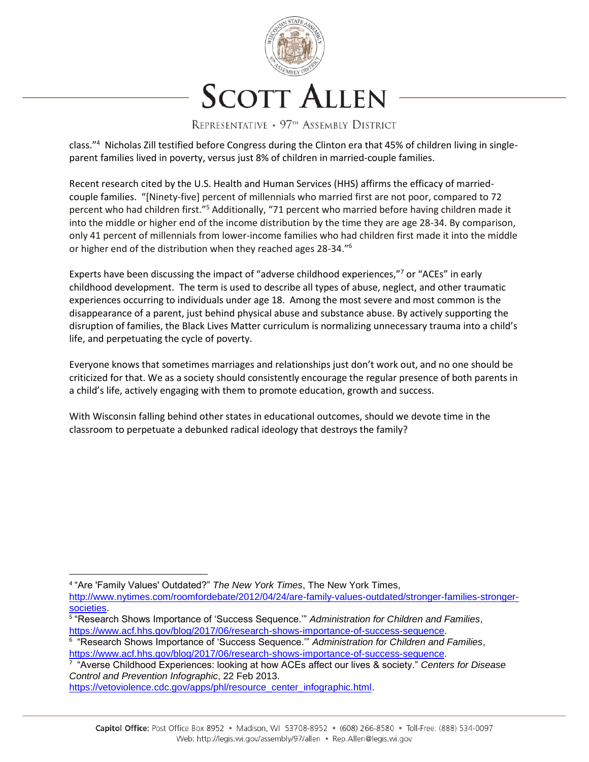class."[4] Nicholas Zill testified before Congress during the Clinton era that 45% of children living in single-parent families lived in poverty, versus just 8% of children in married-couple families.

Recent research cited by the U.S. Health and Human Services (HHS) affirms the efficacy of married-couple families. "[Ninety-five] percent of millennials who married first are not poor, compared to 72 percent who had children first."[5] Additionally, "71 percent who married before having children made it into the middle or higher end of the income distribution by the time they are age 28-34. By comparison, only 41 percent of millennials from lower-income families who had children first made it into the middle or higher end of the distribution when they reached ages 28-34."[6]

Experts have been discussing the impact of "adverse childhood experiences,"[7] or "ACEs" in early childhood development. The term is used to describe all types of abuse, neglect, and other traumatic experiences occurring to individuals under age 18. Among the most severe and most common is the disappearance of a parent, just behind physical abuse and substance abuse. By actively supporting the disruption of families, the Black Lives Matter curriculum is normalizing unnecessary trauma into a child's life, and perpetuating the cycle of poverty.

Everyone knows that sometimes marriages and relationships just don't work out, and no one should be criticized for that. We as a society should consistently encourage the regular presence of both parents in a child's life, actively engaging with them to promote education, growth and success.

With Wisconsin falling behind other states in educational outcomes, should we devote time in the classroom to perpetuate a debunked radical ideology that destroys the family?

---

[4] "Are 'Family Values' Outdated?" *The New York Times*, The New York Times, http://www.nytimes.com/roomfordebate/2012/04/24/are-family-values-outdated/stronger-families-stronger-societies.

[5] "Research Shows Importance of 'Success Sequence.'" *Administration for Children and Families*, https://www.acf.hhs.gov/blog/2017/06/research-shows-importance-of-success-sequence.

[6] "Research Shows Importance of 'Success Sequence.'" *Administration for Children and Families*, https://www.acf.hhs.gov/blog/2017/06/research-shows-importance-of-success-sequence.

[7] "Averse Childhood Experiences: looking at how ACEs affect our lives & society." *Centers for Disease Control and Prevention Infographic*, 22 Feb 2013. https://vetoviolence.cdc.gov/apps/phl/resource_center_infographic.html.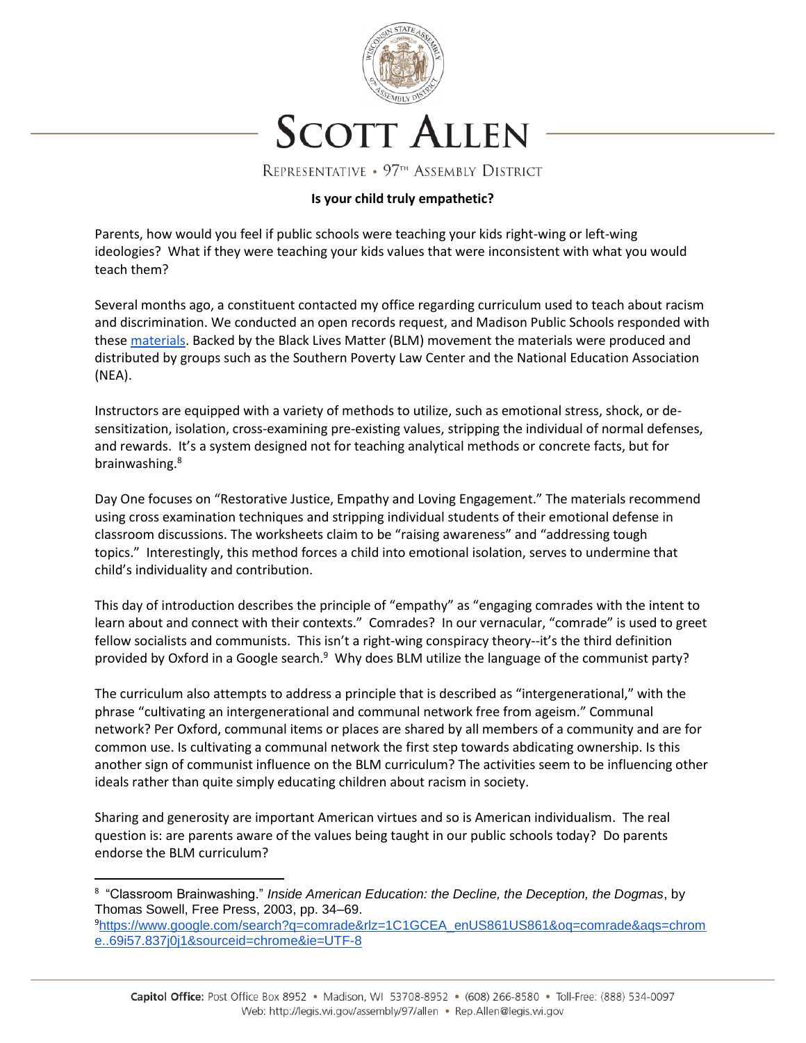# SCOTT ALLEN

REPRESENTATIVE • 97TH ASSEMBLY DISTRICT

**Is your child truly empathetic?**

Parents, how would you feel if public schools were teaching your kids right-wing or left-wing ideologies? What if they were teaching your kids values that were inconsistent with what you would teach them?

Several months ago, a constituent contacted my office regarding curriculum used to teach about racism and discrimination. We conducted an open records request, and Madison Public Schools responded with these materials. Backed by the Black Lives Matter (BLM) movement the materials were produced and distributed by groups such as the Southern Poverty Law Center and the National Education Association (NEA).

Instructors are equipped with a variety of methods to utilize, such as emotional stress, shock, or de-sensitization, isolation, cross-examining pre-existing values, stripping the individual of normal defenses, and rewards. It's a system designed not for teaching analytical methods or concrete facts, but for brainwashing.[8]

Day One focuses on "Restorative Justice, Empathy and Loving Engagement." The materials recommend using cross examination techniques and stripping individual students of their emotional defense in classroom discussions. The worksheets claim to be "raising awareness" and "addressing tough topics." Interestingly, this method forces a child into emotional isolation, serves to undermine that child's individuality and contribution.

This day of introduction describes the principle of "empathy" as "engaging comrades with the intent to learn about and connect with their contexts." Comrades? In our vernacular, "comrade" is used to greet fellow socialists and communists. This isn't a right-wing conspiracy theory--it's the third definition provided by Oxford in a Google search.[9] Why does BLM utilize the language of the communist party?

The curriculum also attempts to address a principle that is described as "intergenerational," with the phrase "cultivating an intergenerational and communal network free from ageism." Communal network? Per Oxford, communal items or places are shared by all members of a community and are for common use. Is cultivating a communal network the first step towards abdicating ownership. Is this another sign of communist influence on the BLM curriculum? The activities seem to be influencing other ideals rather than quite simply educating children about racism in society.

Sharing and generosity are important American virtues and so is American individualism. The real question is: are parents aware of the values being taught in our public schools today? Do parents endorse the BLM curriculum?

---

[8] "Classroom Brainwashing." *Inside American Education: the Decline, the Deception, the Dogmas*, by Thomas Sowell, Free Press, 2003, pp. 34–69.

[9] https://www.google.com/search?q=comrade&rlz=1C1GCEA_enUS861US861&oq=comrade&aqs=chrome..69i57.837j0j1&sourceid=chrome&ie=UTF-8

**Capitol Office:** Post Office Box 8952 • Madison, WI 53708-8952 • (608) 266-8580 • Toll-Free: (888) 534-0097
Web: http://legis.wi.gov/assembly/97/allen • Rep.Allen@legis.wi.gov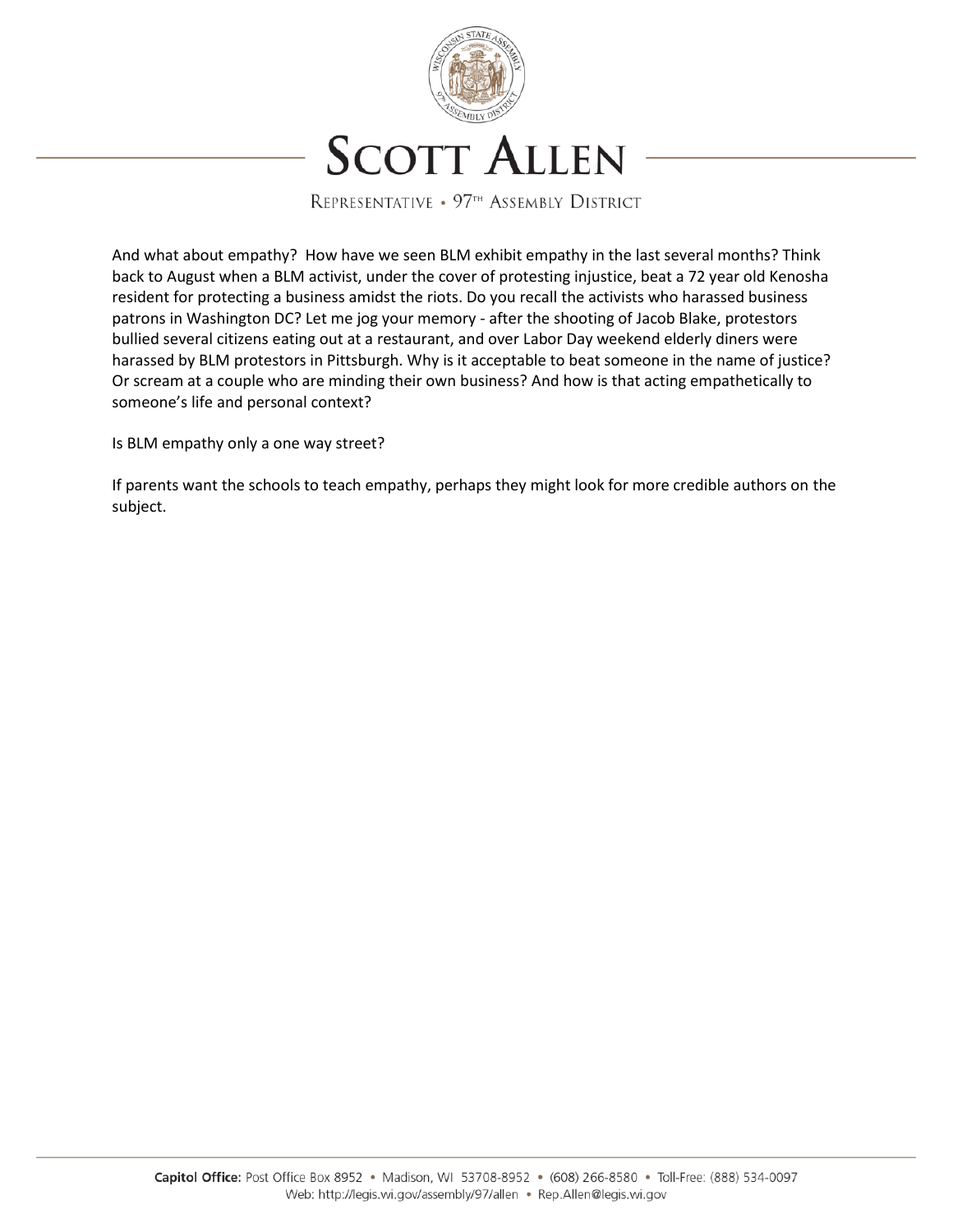And what about empathy? How have we seen BLM exhibit empathy in the last several months? Think back to August when a BLM activist, under the cover of protesting injustice, beat a 72 year old Kenosha resident for protecting a business amidst the riots. Do you recall the activists who harassed business patrons in Washington DC? Let me jog your memory - after the shooting of Jacob Blake, protestors bullied several citizens eating out at a restaurant, and over Labor Day weekend elderly diners were harassed by BLM protestors in Pittsburgh. Why is it acceptable to beat someone in the name of justice? Or scream at a couple who are minding their own business? And how is that acting empathetically to someone's life and personal context?

Is BLM empathy only a one way street?

If parents want the schools to teach empathy, perhaps they might look for more credible authors on the subject.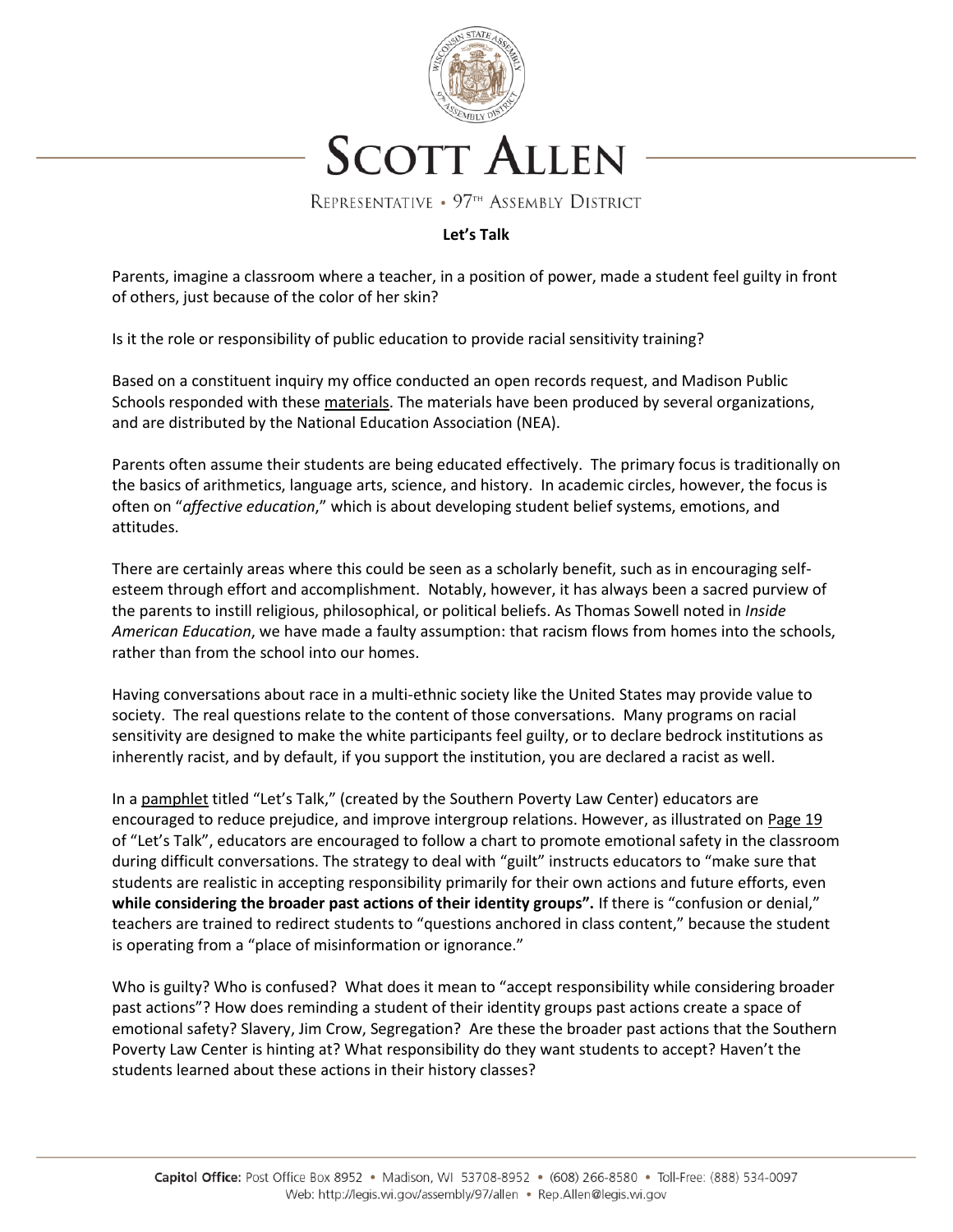# SCOTT ALLEN

REPRESENTATIVE • 97[TH] ASSEMBLY DISTRICT

**Let's Talk**

Parents, imagine a classroom where a teacher, in a position of power, made a student feel guilty in front of others, just because of the color of her skin?

Is it the role or responsibility of public education to provide racial sensitivity training?

Based on a constituent inquiry my office conducted an open records request, and Madison Public Schools responded with these materials. The materials have been produced by several organizations, and are distributed by the National Education Association (NEA).

Parents often assume their students are being educated effectively. The primary focus is traditionally on the basics of arithmetics, language arts, science, and history. In academic circles, however, the focus is often on "*affective education*," which is about developing student belief systems, emotions, and attitudes.

There are certainly areas where this could be seen as a scholarly benefit, such as in encouraging self-esteem through effort and accomplishment. Notably, however, it has always been a sacred purview of the parents to instill religious, philosophical, or political beliefs. As Thomas Sowell noted in *Inside American Education*, we have made a faulty assumption: that racism flows from homes into the schools, rather than from the school into our homes.

Having conversations about race in a multi-ethnic society like the United States may provide value to society. The real questions relate to the content of those conversations. Many programs on racial sensitivity are designed to make the white participants feel guilty, or to declare bedrock institutions as inherently racist, and by default, if you support the institution, you are declared a racist as well.

In a pamphlet titled "Let's Talk," (created by the Southern Poverty Law Center) educators are encouraged to reduce prejudice, and improve intergroup relations. However, as illustrated on Page 19 of "Let's Talk", educators are encouraged to follow a chart to promote emotional safety in the classroom during difficult conversations. The strategy to deal with "guilt" instructs educators to "make sure that students are realistic in accepting responsibility primarily for their own actions and future efforts, even **while considering the broader past actions of their identity groups".** If there is "confusion or denial," teachers are trained to redirect students to "questions anchored in class content," because the student is operating from a "place of misinformation or ignorance."

Who is guilty? Who is confused? What does it mean to "accept responsibility while considering broader past actions"? How does reminding a student of their identity groups past actions create a space of emotional safety? Slavery, Jim Crow, Segregation? Are these the broader past actions that the Southern Poverty Law Center is hinting at? What responsibility do they want students to accept? Haven't the students learned about these actions in their history classes?

**Capitol Office:** Post Office Box 8952 • Madison, WI 53708-8952 • (608) 266-8580 • Toll-Free: (888) 534-0097
Web: http://legis.wi.gov/assembly/97/allen • Rep.Allen@legis.wi.gov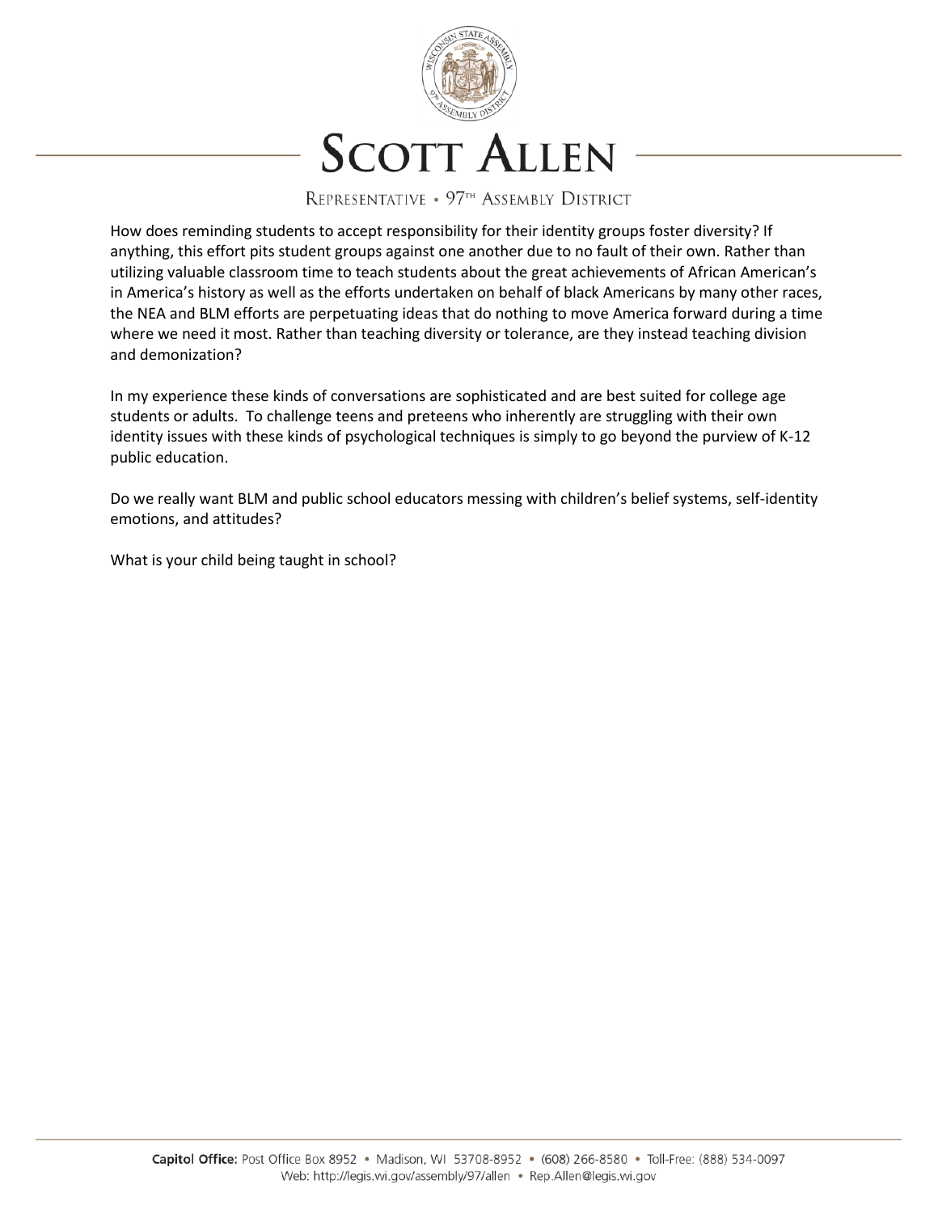How does reminding students to accept responsibility for their identity groups foster diversity? If anything, this effort pits student groups against one another due to no fault of their own. Rather than utilizing valuable classroom time to teach students about the great achievements of African American's in America's history as well as the efforts undertaken on behalf of black Americans by many other races, the NEA and BLM efforts are perpetuating ideas that do nothing to move America forward during a time where we need it most. Rather than teaching diversity or tolerance, are they instead teaching division and demonization?

In my experience these kinds of conversations are sophisticated and are best suited for college age students or adults. To challenge teens and preteens who inherently are struggling with their own identity issues with these kinds of psychological techniques is simply to go beyond the purview of K-12 public education.

Do we really want BLM and public school educators messing with children's belief systems, self-identity emotions, and attitudes?

What is your child being taught in school?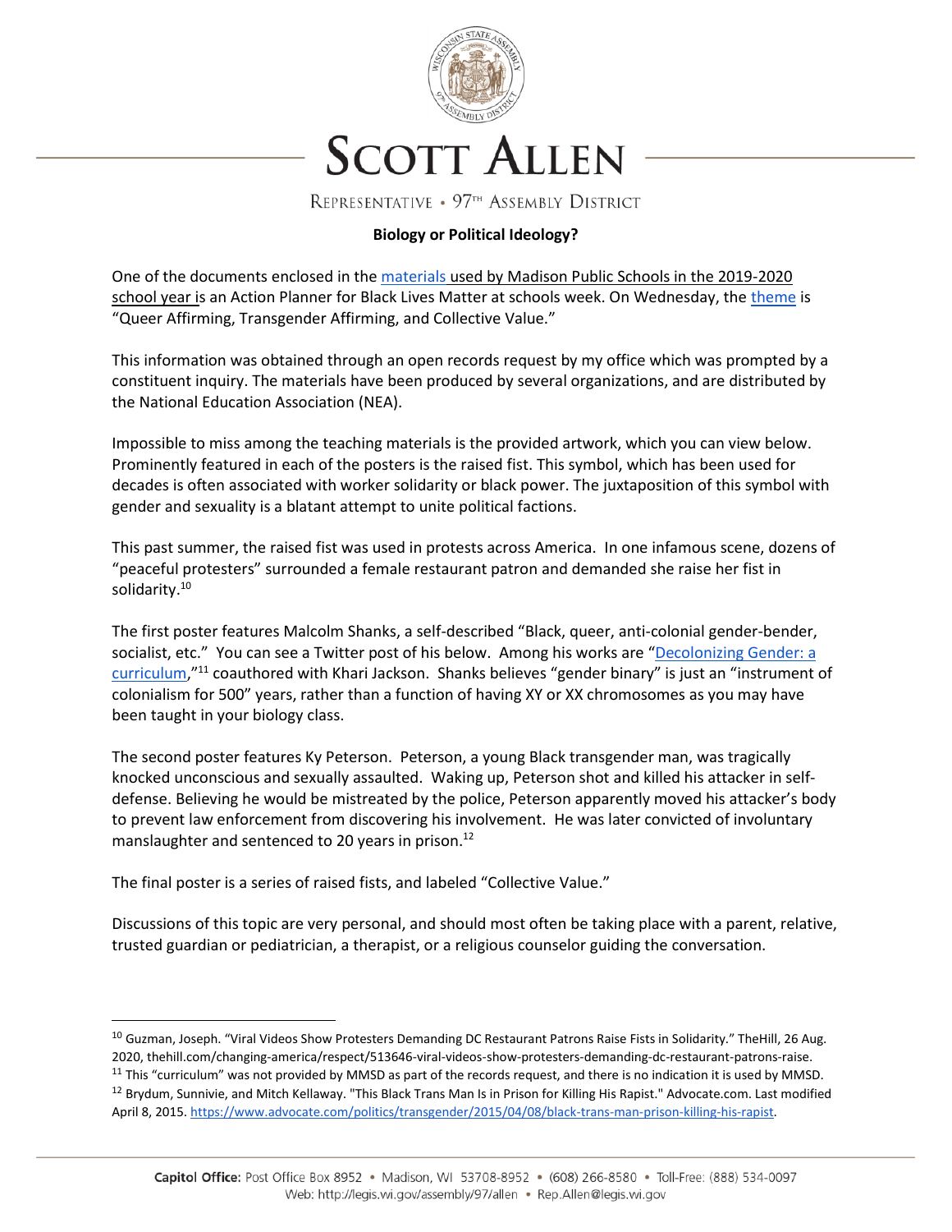# SCOTT ALLEN

REPRESENTATIVE • 97TH ASSEMBLY DISTRICT

**Biology or Political Ideology?**

One of the documents enclosed in the materials used by Madison Public Schools in the 2019-2020 school year is an Action Planner for Black Lives Matter at schools week. On Wednesday, the theme is "Queer Affirming, Transgender Affirming, and Collective Value."

This information was obtained through an open records request by my office which was prompted by a constituent inquiry. The materials have been produced by several organizations, and are distributed by the National Education Association (NEA).

Impossible to miss among the teaching materials is the provided artwork, which you can view below. Prominently featured in each of the posters is the raised fist. This symbol, which has been used for decades is often associated with worker solidarity or black power. The juxtaposition of this symbol with gender and sexuality is a blatant attempt to unite political factions.

This past summer, the raised fist was used in protests across America. In one infamous scene, dozens of "peaceful protesters" surrounded a female restaurant patron and demanded she raise her fist in solidarity.[10]

The first poster features Malcolm Shanks, a self-described "Black, queer, anti-colonial gender-bender, socialist, etc." You can see a Twitter post of his below. Among his works are "Decolonizing Gender: a curriculum,"[11] coauthored with Khari Jackson. Shanks believes "gender binary" is just an "instrument of colonialism for 500" years, rather than a function of having XY or XX chromosomes as you may have been taught in your biology class.

The second poster features Ky Peterson. Peterson, a young Black transgender man, was tragically knocked unconscious and sexually assaulted. Waking up, Peterson shot and killed his attacker in self-defense. Believing he would be mistreated by the police, Peterson apparently moved his attacker's body to prevent law enforcement from discovering his involvement. He was later convicted of involuntary manslaughter and sentenced to 20 years in prison.[12]

The final poster is a series of raised fists, and labeled "Collective Value."

Discussions of this topic are very personal, and should most often be taking place with a parent, relative, trusted guardian or pediatrician, a therapist, or a religious counselor guiding the conversation.

---

[10] Guzman, Joseph. "Viral Videos Show Protesters Demanding DC Restaurant Patrons Raise Fists in Solidarity." TheHill, 26 Aug. 2020, thehill.com/changing-america/respect/513646-viral-videos-show-protesters-demanding-dc-restaurant-patrons-raise.

[11] This "curriculum" was not provided by MMSD as part of the records request, and there is no indication it is used by MMSD.

[12] Brydum, Sunnivie, and Mitch Kellaway. "This Black Trans Man Is in Prison for Killing His Rapist." Advocate.com. Last modified April 8, 2015. https://www.advocate.com/politics/transgender/2015/04/08/black-trans-man-prison-killing-his-rapist.

**Capitol Office:** Post Office Box 8952 • Madison, WI 53708-8952 • (608) 266-8580 • Toll-Free: (888) 534-0097
Web: http://legis.wi.gov/assembly/97/allen • Rep.Allen@legis.wi.gov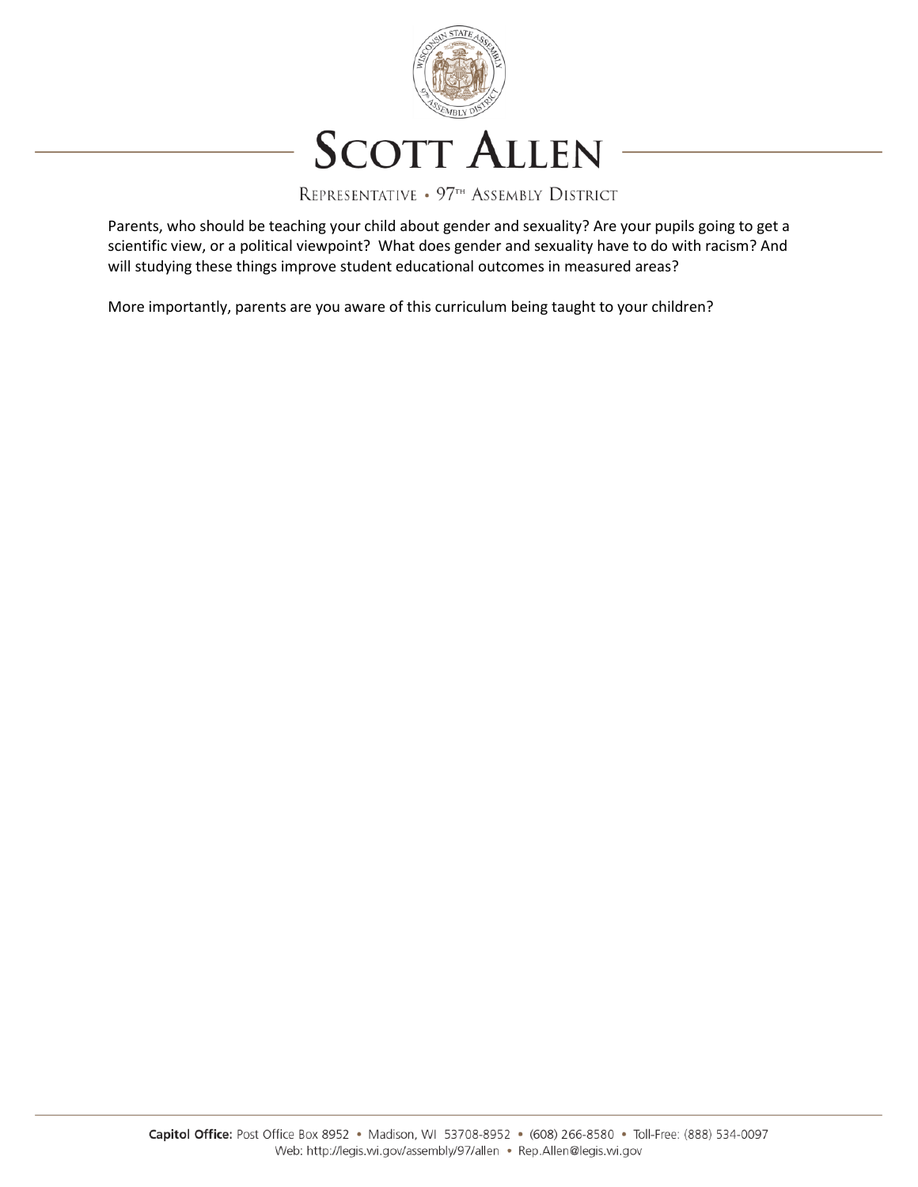# SCOTT ALLEN

REPRESENTATIVE • 97TH ASSEMBLY DISTRICT

Parents, who should be teaching your child about gender and sexuality? Are your pupils going to get a scientific view, or a political viewpoint? What does gender and sexuality have to do with racism? And will studying these things improve student educational outcomes in measured areas?

More importantly, parents are you aware of this curriculum being taught to your children?

**Capitol Office:** Post Office Box 8952 • Madison, WI 53708-8952 • (608) 266-8580 • Toll-Free: (888) 534-0097
Web: http://legis.wi.gov/assembly/97/allen • Rep.Allen@legis.wi.gov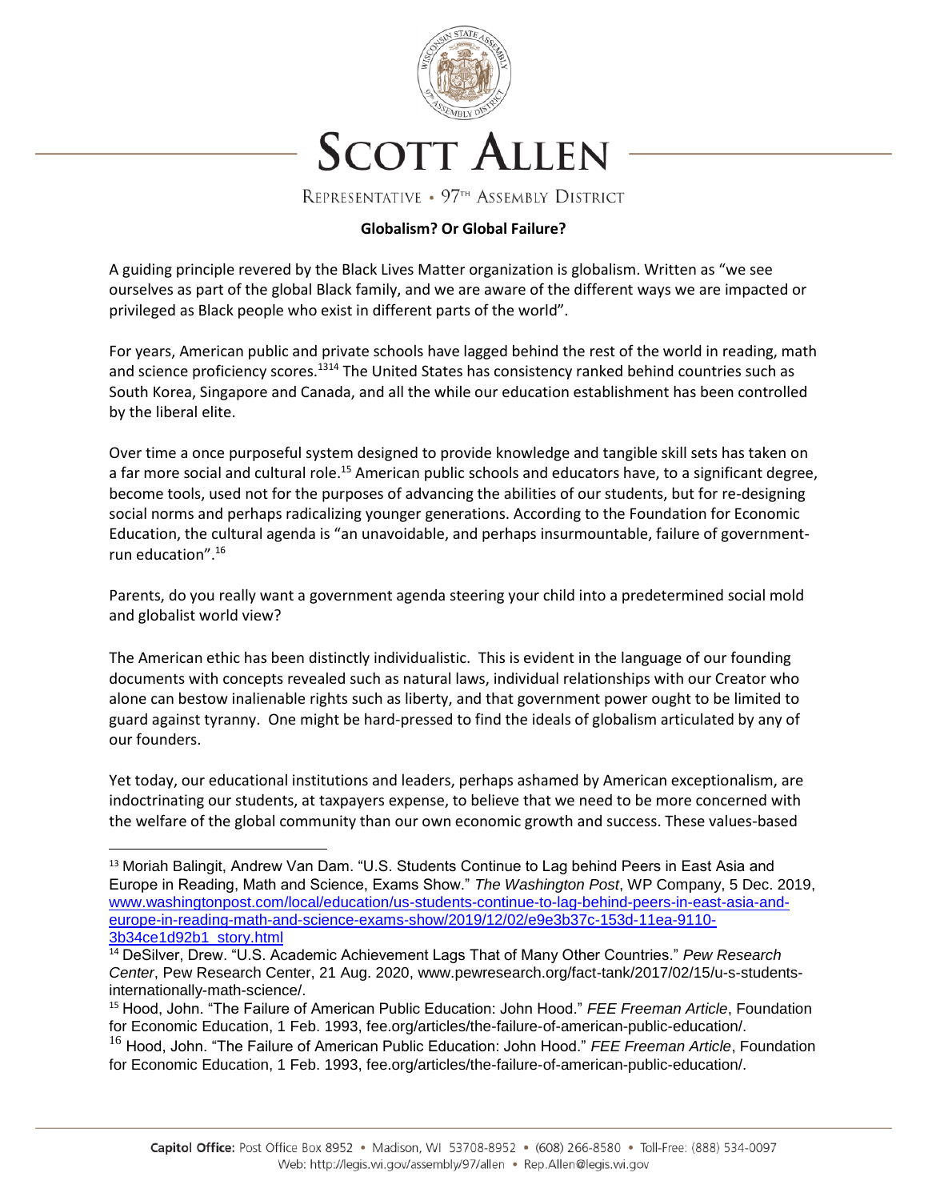# SCOTT ALLEN

REPRESENTATIVE • 97TH ASSEMBLY DISTRICT

**Globalism? Or Global Failure?**

A guiding principle revered by the Black Lives Matter organization is globalism. Written as "we see ourselves as part of the global Black family, and we are aware of the different ways we are impacted or privileged as Black people who exist in different parts of the world".

For years, American public and private schools have lagged behind the rest of the world in reading, math and science proficiency scores.[13][14] The United States has consistency ranked behind countries such as South Korea, Singapore and Canada, and all the while our education establishment has been controlled by the liberal elite.

Over time a once purposeful system designed to provide knowledge and tangible skill sets has taken on a far more social and cultural role.[15] American public schools and educators have, to a significant degree, become tools, used not for the purposes of advancing the abilities of our students, but for re-designing social norms and perhaps radicalizing younger generations. According to the Foundation for Economic Education, the cultural agenda is "an unavoidable, and perhaps insurmountable, failure of government-run education".[16]

Parents, do you really want a government agenda steering your child into a predetermined social mold and globalist world view?

The American ethic has been distinctly individualistic. This is evident in the language of our founding documents with concepts revealed such as natural laws, individual relationships with our Creator who alone can bestow inalienable rights such as liberty, and that government power ought to be limited to guard against tyranny. One might be hard-pressed to find the ideals of globalism articulated by any of our founders.

Yet today, our educational institutions and leaders, perhaps ashamed by American exceptionalism, are indoctrinating our students, at taxpayers expense, to believe that we need to be more concerned with the welfare of the global community than our own economic growth and success. These values-based

---

[13] Moriah Balingit, Andrew Van Dam. "U.S. Students Continue to Lag behind Peers in East Asia and Europe in Reading, Math and Science, Exams Show." *The Washington Post*, WP Company, 5 Dec. 2019, www.washingtonpost.com/local/education/us-students-continue-to-lag-behind-peers-in-east-asia-and-europe-in-reading-math-and-science-exams-show/2019/12/02/e9e3b37c-153d-11ea-9110-3b34ce1d92b1_story.html

[14] DeSilver, Drew. "U.S. Academic Achievement Lags That of Many Other Countries." *Pew Research Center*, Pew Research Center, 21 Aug. 2020, www.pewresearch.org/fact-tank/2017/02/15/u-s-students-internationally-math-science/.

[15] Hood, John. "The Failure of American Public Education: John Hood." *FEE Freeman Article*, Foundation for Economic Education, 1 Feb. 1993, fee.org/articles/the-failure-of-american-public-education/.

[16] Hood, John. "The Failure of American Public Education: John Hood." *FEE Freeman Article*, Foundation for Economic Education, 1 Feb. 1993, fee.org/articles/the-failure-of-american-public-education/.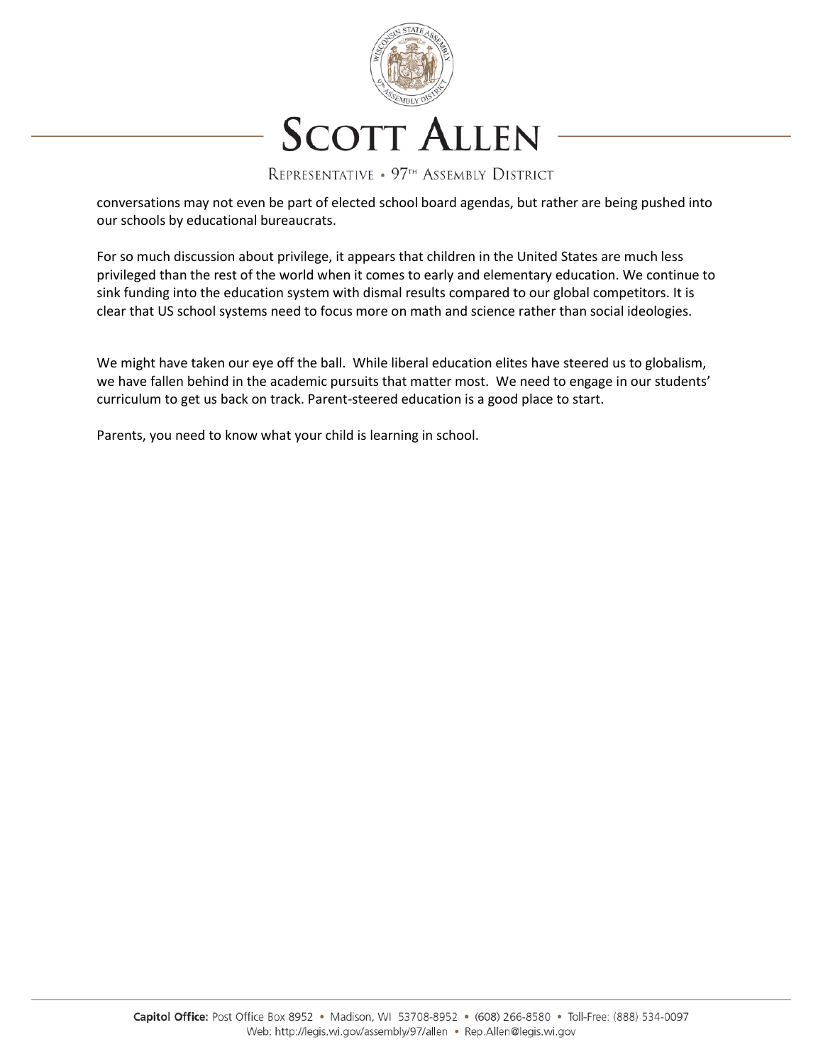conversations may not even be part of elected school board agendas, but rather are being pushed into our schools by educational bureaucrats.

For so much discussion about privilege, it appears that children in the United States are much less privileged than the rest of the world when it comes to early and elementary education. We continue to sink funding into the education system with dismal results compared to our global competitors. It is clear that US school systems need to focus more on math and science rather than social ideologies.

We might have taken our eye off the ball. While liberal education elites have steered us to globalism, we have fallen behind in the academic pursuits that matter most. We need to engage in our students' curriculum to get us back on track. Parent-steered education is a good place to start.

Parents, you need to know what your child is learning in school.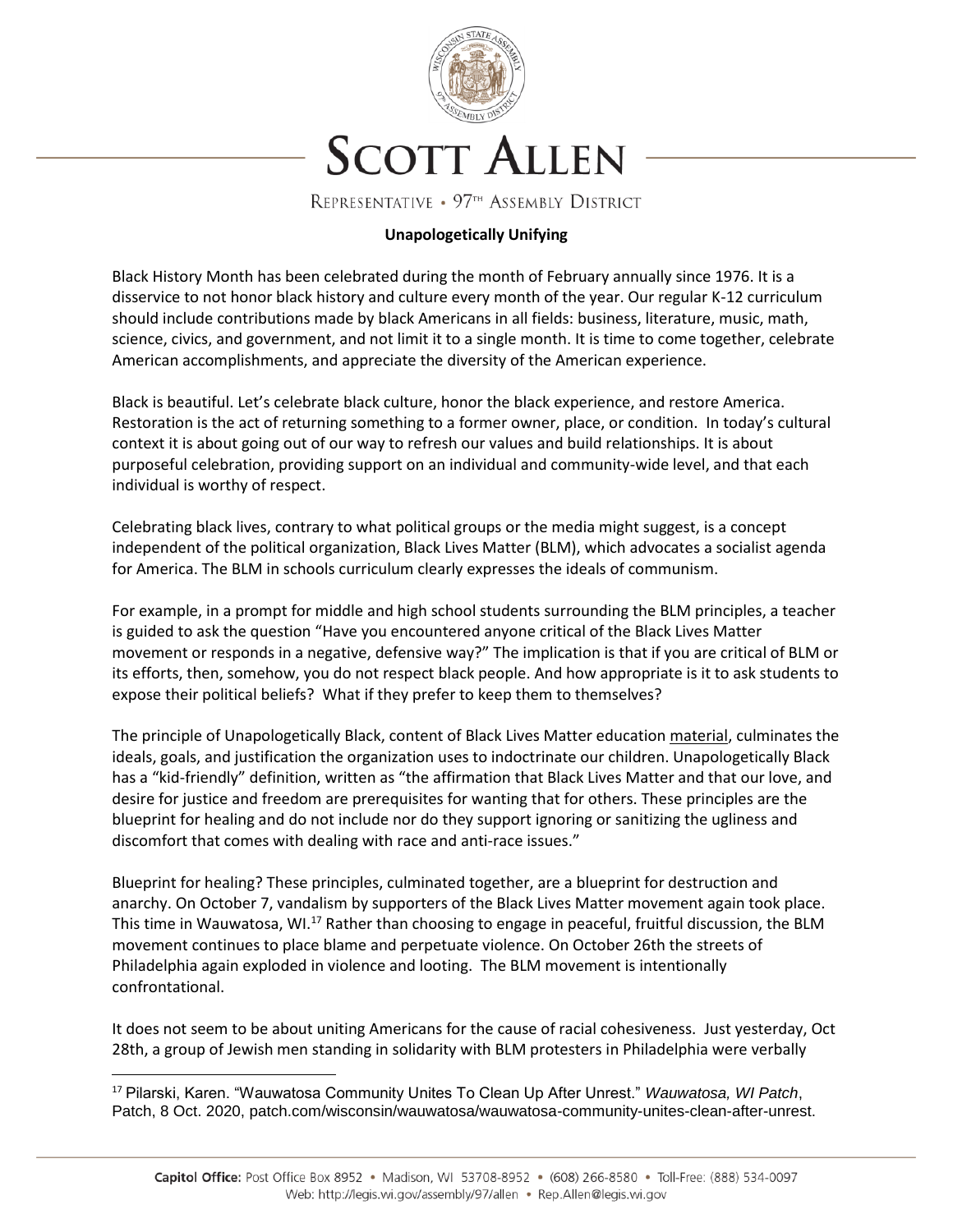# SCOTT ALLEN

REPRESENTATIVE • 97TH ASSEMBLY DISTRICT

**Unapologetically Unifying**

Black History Month has been celebrated during the month of February annually since 1976. It is a disservice to not honor black history and culture every month of the year. Our regular K-12 curriculum should include contributions made by black Americans in all fields: business, literature, music, math, science, civics, and government, and not limit it to a single month. It is time to come together, celebrate American accomplishments, and appreciate the diversity of the American experience.

Black is beautiful. Let's celebrate black culture, honor the black experience, and restore America. Restoration is the act of returning something to a former owner, place, or condition. In today's cultural context it is about going out of our way to refresh our values and build relationships. It is about purposeful celebration, providing support on an individual and community-wide level, and that each individual is worthy of respect.

Celebrating black lives, contrary to what political groups or the media might suggest, is a concept independent of the political organization, Black Lives Matter (BLM), which advocates a socialist agenda for America. The BLM in schools curriculum clearly expresses the ideals of communism.

For example, in a prompt for middle and high school students surrounding the BLM principles, a teacher is guided to ask the question "Have you encountered anyone critical of the Black Lives Matter movement or responds in a negative, defensive way?" The implication is that if you are critical of BLM or its efforts, then, somehow, you do not respect black people. And how appropriate is it to ask students to expose their political beliefs? What if they prefer to keep them to themselves?

The principle of Unapologetically Black, content of Black Lives Matter education material, culminates the ideals, goals, and justification the organization uses to indoctrinate our children. Unapologetically Black has a "kid-friendly" definition, written as "the affirmation that Black Lives Matter and that our love, and desire for justice and freedom are prerequisites for wanting that for others. These principles are the blueprint for healing and do not include nor do they support ignoring or sanitizing the ugliness and discomfort that comes with dealing with race and anti-race issues."

Blueprint for healing? These principles, culminated together, are a blueprint for destruction and anarchy. On October 7, vandalism by supporters of the Black Lives Matter movement again took place. This time in Wauwatosa, WI.[17] Rather than choosing to engage in peaceful, fruitful discussion, the BLM movement continues to place blame and perpetuate violence. On October 26th the streets of Philadelphia again exploded in violence and looting. The BLM movement is intentionally confrontational.

It does not seem to be about uniting Americans for the cause of racial cohesiveness. Just yesterday, Oct 28th, a group of Jewish men standing in solidarity with BLM protesters in Philadelphia were verbally

[17] Pilarski, Karen. "Wauwatosa Community Unites To Clean Up After Unrest." *Wauwatosa, WI Patch*, Patch, 8 Oct. 2020, patch.com/wisconsin/wauwatosa/wauwatosa-community-unites-clean-after-unrest.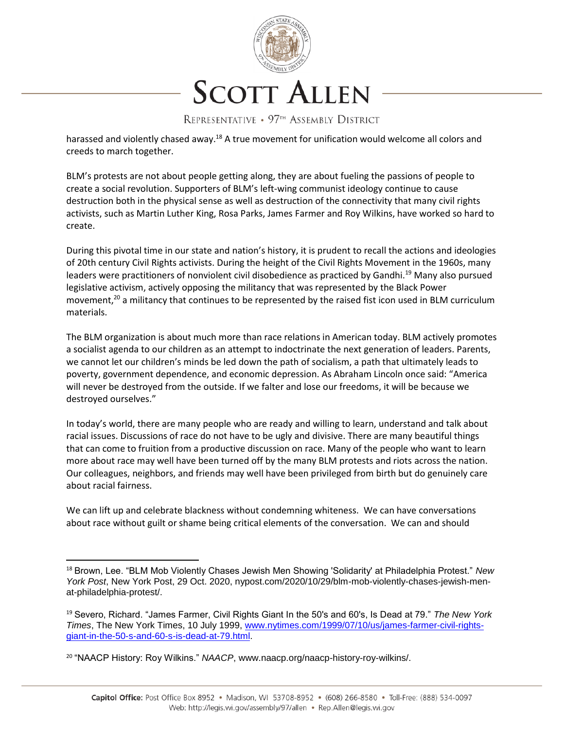harassed and violently chased away.[18] A true movement for unification would welcome all colors and creeds to march together.

BLM's protests are not about people getting along, they are about fueling the passions of people to create a social revolution. Supporters of BLM's left-wing communist ideology continue to cause destruction both in the physical sense as well as destruction of the connectivity that many civil rights activists, such as Martin Luther King, Rosa Parks, James Farmer and Roy Wilkins, have worked so hard to create.

During this pivotal time in our state and nation's history, it is prudent to recall the actions and ideologies of 20th century Civil Rights activists. During the height of the Civil Rights Movement in the 1960s, many leaders were practitioners of nonviolent civil disobedience as practiced by Gandhi.[19] Many also pursued legislative activism, actively opposing the militancy that was represented by the Black Power movement,[20] a militancy that continues to be represented by the raised fist icon used in BLM curriculum materials.

The BLM organization is about much more than race relations in American today. BLM actively promotes a socialist agenda to our children as an attempt to indoctrinate the next generation of leaders. Parents, we cannot let our children's minds be led down the path of socialism, a path that ultimately leads to poverty, government dependence, and economic depression. As Abraham Lincoln once said: "America will never be destroyed from the outside. If we falter and lose our freedoms, it will be because we destroyed ourselves."

In today's world, there are many people who are ready and willing to learn, understand and talk about racial issues. Discussions of race do not have to be ugly and divisive. There are many beautiful things that can come to fruition from a productive discussion on race. Many of the people who want to learn more about race may well have been turned off by the many BLM protests and riots across the nation. Our colleagues, neighbors, and friends may well have been privileged from birth but do genuinely care about racial fairness.

We can lift up and celebrate blackness without condemning whiteness. We can have conversations about race without guilt or shame being critical elements of the conversation. We can and should

---

[18] Brown, Lee. "BLM Mob Violently Chases Jewish Men Showing 'Solidarity' at Philadelphia Protest." *New York Post*, New York Post, 29 Oct. 2020, nypost.com/2020/10/29/blm-mob-violently-chases-jewish-men-at-philadelphia-protest/.

[19] Severo, Richard. "James Farmer, Civil Rights Giant In the 50's and 60's, Is Dead at 79." *The New York Times*, The New York Times, 10 July 1999, www.nytimes.com/1999/07/10/us/james-farmer-civil-rights-giant-in-the-50-s-and-60-s-is-dead-at-79.html.

[20] "NAACP History: Roy Wilkins." *NAACP*, www.naacp.org/naacp-history-roy-wilkins/.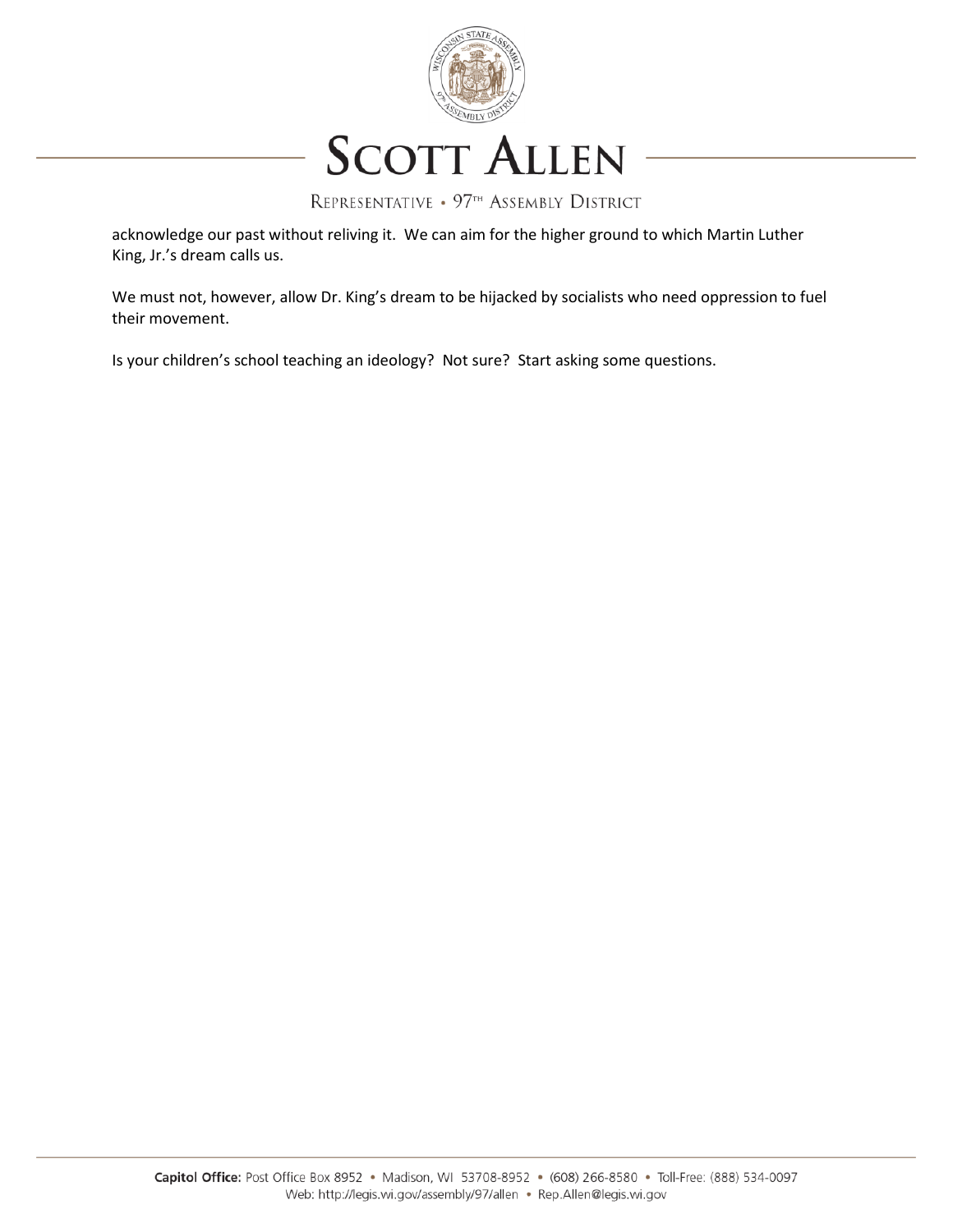acknowledge our past without reliving it. We can aim for the higher ground to which Martin Luther King, Jr.'s dream calls us.

We must not, however, allow Dr. King's dream to be hijacked by socialists who need oppression to fuel their movement.

Is your children's school teaching an ideology? Not sure? Start asking some questions.